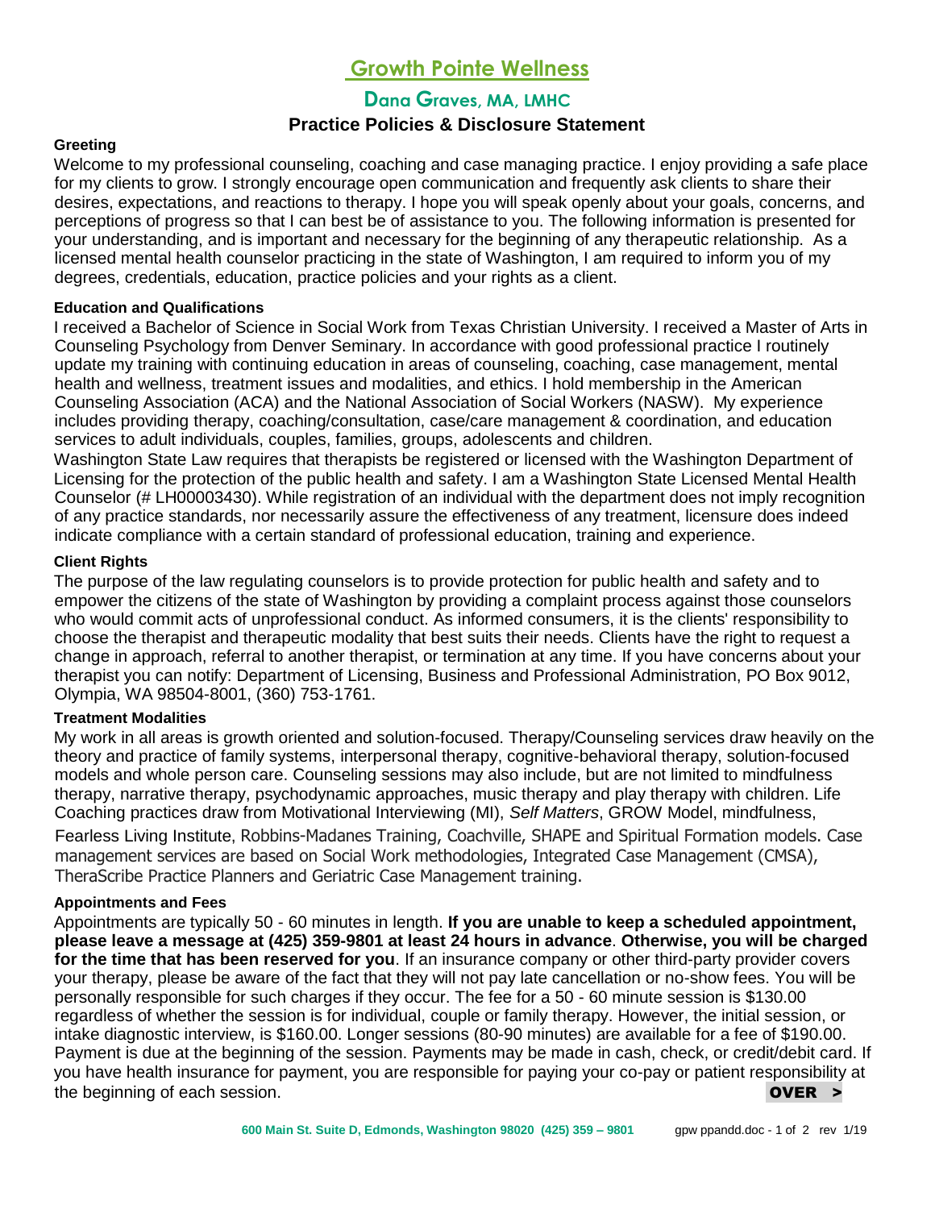# Growth Pointe Wellness

## Dana Graves, MA, LMHC

## Practice Policies & Disclosure Statement

### Greeting

Welcome to my professional counseling, coaching and case managing practice. I enjoy providing a safe place for my clients to grow. I strongly encourage open communication and frequently ask clients to share their desires, expectations, and reactions to therapy. I hope you will speak openly about your goals, concerns, and perceptions of progress so that I can best be of assistance to you. The following information is presented for your understanding, and is important and necessary for the beginning of any therapeutic relationship. As a licensed mental health counselor practicing in the state of Washington, I am required to inform you of my degrees, credentials, education, practice policies and your rights as a client.

### Education and Qualifications

I received a Bachelor of Science in Social Work from Texas Christian University. I received a Master of Arts in Counseling Psychology from Denver Seminary. In accordance with good professional practice I routinely update my training with continuing education in areas of counseling, coaching, case management, mental health and wellness, treatment issues and modalities, and ethics. I hold membership in the American Counseling Association (ACA) and the National Association of Social Workers (NASW). My experience includes providing therapy, coaching/consultation, case/care management & coordination, and education services to adult individuals, couples, families, groups, adolescents and children.

Washington State Law requires that therapists be registered or licensed with the Washington Department of Licensing for the protection of the public health and safety. I am a Washington State Licensed Mental Health Counselor (# LH00003430). While registration of an individual with the department does not imply recognition of any practice standards, nor necessarily assure the effectiveness of any treatment, licensure does indeed indicate compliance with a certain standard of professional education, training and experience.

### Client Rights

The purpose of the law regulating counselors is to provide protection for public health and safety and to empower the citizens of the state of Washington by providing a complaint process against those counselors who would commit acts of unprofessional conduct. As informed consumers, it is the clients' responsibility to choose the therapist and therapeutic modality that best suits their needs. Clients have the right to request a change in approach, referral to another therapist, or termination at any time. If you have concerns about your therapist you can notify: Department of Licensing, Business and Professional Administration, PO Box 9012, Olympia, WA 98504-8001, (360) 753-1761.

### Treatment Modalities

My work in all areas is growth oriented and solution-focused. Therapy/Counseling services draw heavily on the theory and practice of family systems, interpersonal therapy, cognitive-behavioral therapy, solution-focused models and whole person care. Counseling sessions may also include, but are not limited to mindfulness therapy, narrative therapy, psychodynamic approaches, music therapy and play therapy with children. Life Coaching practices draw from Motivational Interviewing (MI), *Self Matters*, GROW Model, mindfulness, Fearless Living Institute, Robbins-Madanes Training, Coachville, SHAPE and Spiritual Formation models. Case management services are based on Social Work methodologies, Integrated Case Management (CMSA), TheraScribe Practice Planners and Geriatric Case Management training.

### Appointments and Fees

Appointments are typically 50 - 60 minutes in length. **If you are unable to keep a scheduled appointment, please leave a message at (425) 359-9801 at least 24 hours in advance**. **Otherwise, you will be charged for the time that has been reserved for you**. If an insurance company or other third-party provider covers your therapy, please be aware of the fact that they will not pay late cancellation or no-show fees. You will be personally responsible for such charges if they occur. The fee for a 50 - 60 minute session is $130.00 regardless of whether the session is for individual, couple or family therapy. However, the initial session, or intake diagnostic interview, is $160.00. Longer sessions (80-90 minutes) are available for a fee of $190.00. Payment is due at the beginning of the session. Payments may be made in cash, check, or credit/debit card. If you have health insurance for payment, you are responsible for paying your co-pay or patient responsibility at the beginning of each session.

**OVER >**

**600 Main St. Suite D, Edmonds, Washington 98020 (425) 359 – 9801**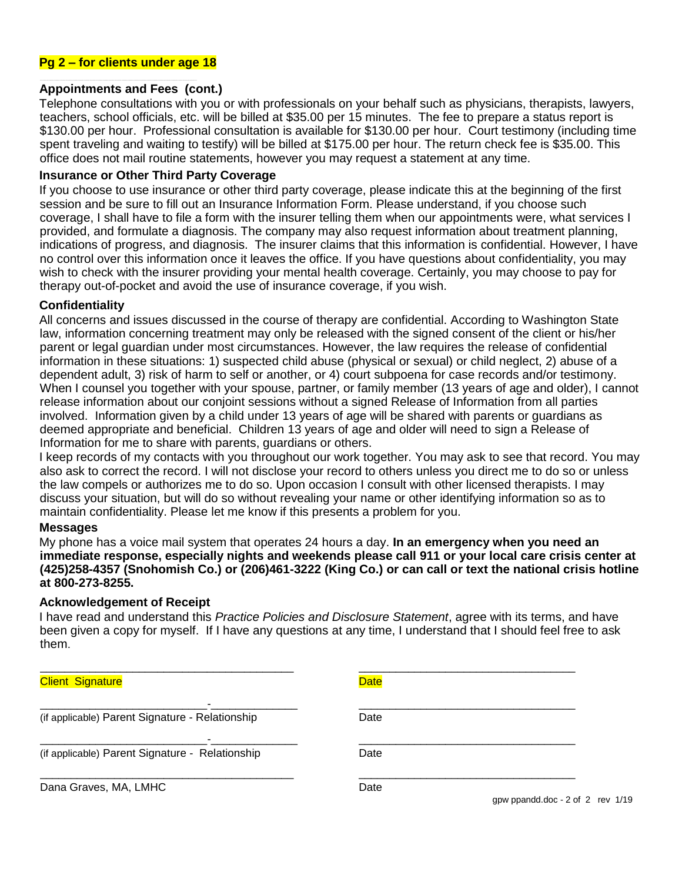**Pg 2 – for clients under age 18**

### Appointments and Fees (cont.)

Telephone consultations with you or with professionals on your behalf such as physicians, therapists, lawyers, teachers, school officials, etc. will be billed at $35.00 per 15 minutes. The fee to prepare a status report is $130.00 per hour. Professional consultation is available for $130.00 per hour. Court testimony (including time spent traveling and waiting to testify) will be billed at $175.00 per hour. The return check fee is $35.00. This office does not mail routine statements, however you may request a statement at any time.

### Insurance or Other Third Party Coverage

If you choose to use insurance or other third party coverage, please indicate this at the beginning of the first session and be sure to fill out an Insurance Information Form. Please understand, if you choose such coverage, I shall have to file a form with the insurer telling them when our appointments were, what services I provided, and formulate a diagnosis. The company may also request information about treatment planning, indications of progress, and diagnosis. The insurer claims that this information is confidential. However, I have no control over this information once it leaves the office. If you have questions about confidentiality, you may wish to check with the insurer providing your mental health coverage. Certainly, you may choose to pay for therapy out-of-pocket and avoid the use of insurance coverage, if you wish.

### Confidentiality

All concerns and issues discussed in the course of therapy are confidential. According to Washington State law, information concerning treatment may only be released with the signed consent of the client or his/her parent or legal guardian under most circumstances. However, the law requires the release of confidential information in these situations: 1) suspected child abuse (physical or sexual) or child neglect, 2) abuse of a dependent adult, 3) risk of harm to self or another, or 4) court subpoena for case records and/or testimony. When I counsel you together with your spouse, partner, or family member (13 years of age and older), I cannot release information about our conjoint sessions without a signed Release of Information from all parties involved. Information given by a child under 13 years of age will be shared with parents or guardians as deemed appropriate and beneficial. Children 13 years of age and older will need to sign a Release of Information for me to share with parents, guardians or others.

I keep records of my contacts with you throughout our work together. You may ask to see that record. You may also ask to correct the record. I will not disclose your record to others unless you direct me to do so or unless the law compels or authorizes me to do so. Upon occasion I consult with other licensed therapists. I may discuss your situation, but will do so without revealing your name or other identifying information so as to maintain confidentiality. Please let me know if this presents a problem for you.

### Messages

My phone has a voice mail system that operates 24 hours a day. **In an emergency when you need an immediate response, especially nights and weekends please call 911 or your local care crisis center at (425)258-4357 (Snohomish Co.) or (206)461-3222 (King Co.) or can call or text the national crisis hotline at 800-273-8255.**

### Acknowledgement of Receipt

I have read and understand this *Practice Policies and Disclosure Statement*, agree with its terms, and have been given a copy for myself. If I have any questions at any time, I understand that I should feel free to ask them.

_______________________________________ &nbsp;&nbsp;&nbsp;&nbsp; _________________________________

Client Signature &nbsp;&nbsp;&nbsp;&nbsp; Date

__________________________-_____________ &nbsp;&nbsp;&nbsp;&nbsp; _________________________________

(if applicable) Parent Signature - Relationship &nbsp;&nbsp;&nbsp;&nbsp; Date

__________________________-_____________ &nbsp;&nbsp;&nbsp;&nbsp; _________________________________

(if applicable) Parent Signature - Relationship &nbsp;&nbsp;&nbsp;&nbsp; Date

_______________________________________ &nbsp;&nbsp;&nbsp;&nbsp; _________________________________

Dana Graves, MA, LMHC &nbsp;&nbsp;&nbsp;&nbsp; Date